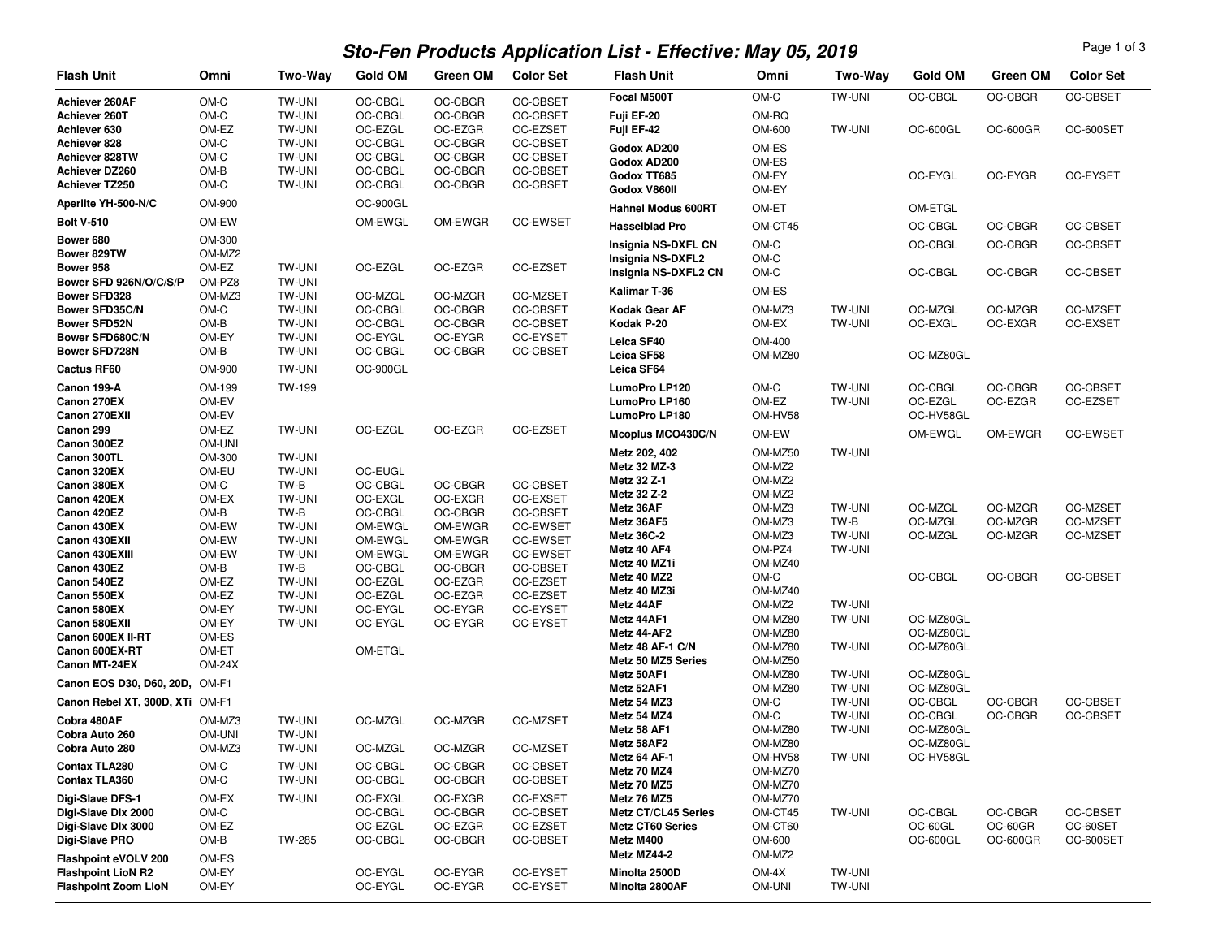# Sto-Fen Products Application List - Effective: May 05, 2019

| Flash Unit | Omni | Two-Way | Gold OM | Green OM | Color Set |
|---|---|---|---|---|---|
| **Achiever 260AF** | OM-C | TW-UNI | OC-CBGL | OC-CBGR | OC-CBSET |
| **Achiever 260T** | OM-C | TW-UNI | OC-CBGL | OC-CBGR | OC-CBSET |
| **Achiever 630** | OM-EZ | TW-UNI | OC-EZGL | OC-EZGR | OC-EZSET |
| **Achiever 828** | OM-C | TW-UNI | OC-CBGL | OC-CBGR | OC-CBSET |
| **Achiever 828TW** | OM-C | TW-UNI | OC-CBGL | OC-CBGR | OC-CBSET |
| **Achiever DZ260** | OM-B | TW-UNI | OC-CBGL | OC-CBGR | OC-CBSET |
| **Achiever TZ250** | OM-C | TW-UNI | OC-CBGL | OC-CBGR | OC-CBSET |
| **Aperlite YH-500-N/C** | OM-900 | | OC-900GL | | |
| **Bolt V-510** | OM-EW | | OM-EWGL | OM-EWGR | OC-EWSET |
| **Bower 680** | OM-300 | | | | |
| **Bower 829TW** | OM-MZ2 | | | | |
| **Bower 958** | OM-EZ | TW-UNI | OC-EZGL | OC-EZGR | OC-EZSET |
| **Bower SFD 926N/O/C/S/P** | OM-PZ8 | TW-UNI | | | |
| **Bower SFD328** | OM-MZ3 | TW-UNI | OC-MZGL | OC-MZGR | OC-MZSET |
| **Bower SFD35C/N** | OM-C | TW-UNI | OC-CBGL | OC-CBGR | OC-CBSET |
| **Bower SFD52N** | OM-B | TW-UNI | OC-CBGL | OC-CBGR | OC-CBSET |
| **Bower SFD680C/N** | OM-EY | TW-UNI | OC-EYGL | OC-EYGR | OC-EYSET |
| **Bower SFD728N** | OM-B | TW-UNI | OC-CBGL | OC-CBGR | OC-CBSET |
| **Cactus RF60** | OM-900 | TW-UNI | OC-900GL | | |
| **Canon 199-A** | OM-199 | TW-199 | | | |
| **Canon 270EX** | OM-EV | | | | |
| **Canon 270EXII** | OM-EV | | | | |
| **Canon 299** | OM-EZ | TW-UNI | OC-EZGL | OC-EZGR | OC-EZSET |
| **Canon 300EZ** | OM-UNI | | | | |
| **Canon 300TL** | OM-300 | TW-UNI | | | |
| **Canon 320EX** | OM-EU | TW-UNI | OC-EUGL | | |
| **Canon 380EX** | OM-C | TW-B | OC-CBGL | OC-CBGR | OC-CBSET |
| **Canon 420EX** | OM-EX | TW-UNI | OC-EXGL | OC-EXGR | OC-EXSET |
| **Canon 420EZ** | OM-B | TW-B | OC-CBGL | OC-CBGR | OC-CBSET |
| **Canon 430EX** | OM-EW | TW-UNI | OM-EWGL | OM-EWGR | OC-EWSET |
| **Canon 430EXII** | OM-EW | TW-UNI | OM-EWGL | OM-EWGR | OC-EWSET |
| **Canon 430EXIII** | OM-EW | TW-UNI | OM-EWGL | OM-EWGR | OC-EWSET |
| **Canon 430EZ** | OM-B | TW-B | OC-CBGL | OC-CBGR | OC-CBSET |
| **Canon 540EZ** | OM-EZ | TW-UNI | OC-EZGL | OC-EZGR | OC-EZSET |
| **Canon 550EX** | OM-EZ | TW-UNI | OC-EZGL | OC-EZGR | OC-EZSET |
| **Canon 580EX** | OM-EY | TW-UNI | OC-EYGL | OC-EYGR | OC-EYSET |
| **Canon 580EXII** | OM-EY | TW-UNI | OC-EYGL | OC-EYGR | OC-EYSET |
| **Canon 600EX II-RT** | OM-ES | | | | |
| **Canon 600EX-RT** | OM-ET | | OM-ETGL | | |
| **Canon MT-24EX** | OM-24X | | | | |
| **Canon EOS D30, D60, 20D,** | OM-F1 | | | | |
| **Canon Rebel XT, 300D, XTi** | OM-F1 | | | | |
| **Cobra 480AF** | OM-MZ3 | TW-UNI | OC-MZGL | OC-MZGR | OC-MZSET |
| **Cobra Auto 260** | OM-UNI | TW-UNI | | | |
| **Cobra Auto 280** | OM-MZ3 | TW-UNI | OC-MZGL | OC-MZGR | OC-MZSET |
| **Contax TLA280** | OM-C | TW-UNI | OC-CBGL | OC-CBGR | OC-CBSET |
| **Contax TLA360** | OM-C | TW-UNI | OC-CBGL | OC-CBGR | OC-CBSET |
| **Digi-Slave DFS-1** | OM-EX | TW-UNI | OC-EXGL | OC-EXGR | OC-EXSET |
| **Digi-Slave DIx 2000** | OM-C | | OC-CBGL | OC-CBGR | OC-CBSET |
| **Digi-Slave DIx 3000** | OM-EZ | | OC-EZGL | OC-EZGR | OC-EZSET |
| **Digi-Slave PRO** | OM-B | TW-285 | OC-CBGL | OC-CBGR | OC-CBSET |
| **Flashpoint eVOLV 200** | OM-ES | | | | |
| **Flashpoint LioN R2** | OM-EY | | OC-EYGL | OC-EYGR | OC-EYSET |
| **Flashpoint Zoom LioN** | OM-EY | | OC-EYGL | OC-EYGR | OC-EYSET |
| **Focal M500T** | OM-C | TW-UNI | OC-CBGL | OC-CBGR | OC-CBSET |
| **Fuji EF-20** | OM-RQ | | | | |
| **Fuji EF-42** | OM-600 | TW-UNI | OC-600GL | OC-600GR | OC-600SET |
| **Godox AD200** | OM-ES | | | | |
| **Godox AD200** | OM-ES | | | | |
| **Godox TT685** | OM-EY | | OC-EYGL | OC-EYGR | OC-EYSET |
| **Godox V860II** | OM-EY | | | | |
| **Hahnel Modus 600RT** | OM-ET | | OM-ETGL | | |
| **Hasselblad Pro** | OM-CT45 | | OC-CBGL | OC-CBGR | OC-CBSET |
| **Insignia NS-DXFL CN** | OM-C | | OC-CBGL | OC-CBGR | OC-CBSET |
| **Insignia NS-DXFL2** | OM-C | | | | |
| **Insignia NS-DXFL2 CN** | OM-C | | OC-CBGL | OC-CBGR | OC-CBSET |
| **Kalimar T-36** | OM-ES | | | | |
| **Kodak Gear AF** | OM-MZ3 | TW-UNI | OC-MZGL | OC-MZGR | OC-MZSET |
| **Kodak P-20** | OM-EX | TW-UNI | OC-EXGL | OC-EXGR | OC-EXSET |
| **Leica SF40** | OM-400 | | | | |
| **Leica SF58** | OM-MZ80 | | OC-MZ80GL | | |
| **Leica SF64** | | | | | |
| **LumoPro LP120** | OM-C | TW-UNI | OC-CBGL | OC-CBGR | OC-CBSET |
| **LumoPro LP160** | OM-EZ | TW-UNI | OC-EZGL | OC-EZGR | OC-EZSET |
| **LumoPro LP180** | OM-HV58 | | OC-HV58GL | | |
| **Mcoplus MCO430C/N** | OM-EW | | OM-EWGL | OM-EWGR | OC-EWSET |
| **Metz 202, 402** | OM-MZ50 | TW-UNI | | | |
| **Metz 32 MZ-3** | OM-MZ2 | | | | |
| **Metz 32 Z-1** | OM-MZ2 | | | | |
| **Metz 32 Z-2** | OM-MZ2 | | | | |
| **Metz 36AF** | OM-MZ3 | TW-UNI | OC-MZGL | OC-MZGR | OC-MZSET |
| **Metz 36AF5** | OM-MZ3 | TW-B | OC-MZGL | OC-MZGR | OC-MZSET |
| **Metz 36C-2** | OM-MZ3 | TW-UNI | OC-MZGL | OC-MZGR | OC-MZSET |
| **Metz 40 AF4** | OM-PZ4 | TW-UNI | | | |
| **Metz 40 MZ1i** | OM-MZ40 | | | | |
| **Metz 40 MZ2** | OM-C | | OC-CBGL | OC-CBGR | OC-CBSET |
| **Metz 40 MZ3i** | OM-MZ40 | | | | |
| **Metz 44AF** | OM-MZ2 | TW-UNI | | | |
| **Metz 44AF1** | OM-MZ80 | TW-UNI | OC-MZ80GL | | |
| **Metz 44-AF2** | OM-MZ80 | | OC-MZ80GL | | |
| **Metz 48 AF-1 C/N** | OM-MZ80 | TW-UNI | OC-MZ80GL | | |
| **Metz 50 MZ5 Series** | OM-MZ50 | | | | |
| **Metz 50AF1** | OM-MZ80 | TW-UNI | OC-MZ80GL | | |
| **Metz 52AF1** | OM-MZ80 | TW-UNI | OC-MZ80GL | | |
| **Metz 54 MZ3** | OM-C | TW-UNI | OC-CBGL | OC-CBGR | OC-CBSET |
| **Metz 54 MZ4** | OM-C | TW-UNI | OC-CBGL | OC-CBGR | OC-CBSET |
| **Metz 58 AF1** | OM-MZ80 | TW-UNI | OC-MZ80GL | | |
| **Metz 58AF2** | OM-MZ80 | | OC-MZ80GL | | |
| **Metz 64 AF-1** | OM-HV58 | TW-UNI | OC-HV58GL | | |
| **Metz 70 MZ4** | OM-MZ70 | | | | |
| **Metz 70 MZ5** | OM-MZ70 | | | | |
| **Metz 76 MZ5** | OM-MZ70 | | | | |
| **Metz CT/CL45 Series** | OM-CT45 | TW-UNI | OC-CBGL | OC-CBGR | OC-CBSET |
| **Metz CT60 Series** | OM-CT60 | | OC-60GL | OC-60GR | OC-60SET |
| **Metz M400** | OM-600 | | OC-600GL | OC-600GR | OC-600SET |
| **Metz MZ44-2** | OM-MZ2 | | | | |
| **Minolta 2500D** | OM-4X | TW-UNI | | | |
| **Minolta 2800AF** | OM-UNI | TW-UNI | | | |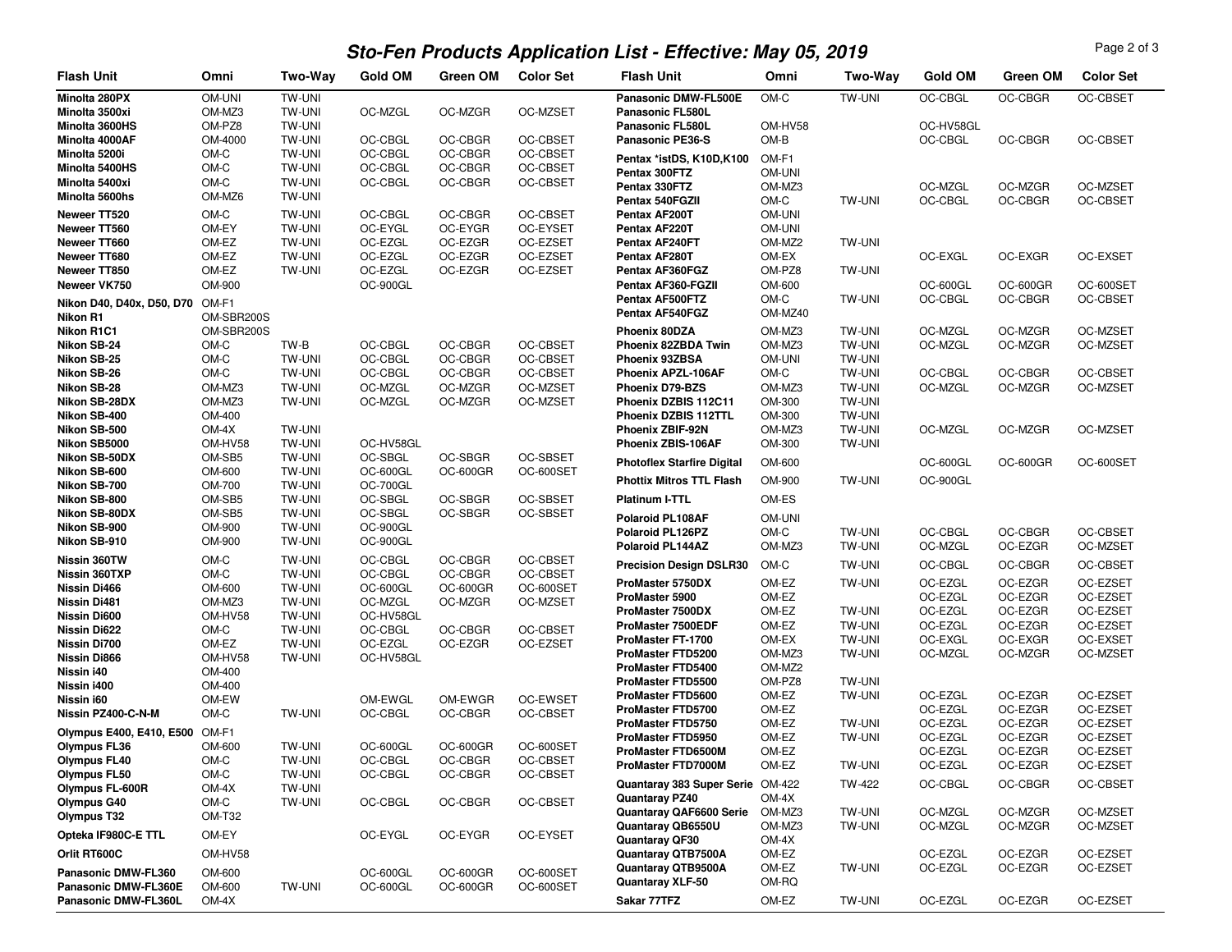# Sto-Fen Products Application List - Effective: May 05, 2019

| Flash Unit | Omni | Two-Way | Gold OM | Green OM | Color Set |
|---|---|---|---|---|---|
| Minolta 280PX | OM-UNI | TW-UNI | | | |
| Minolta 3500xi | OM-MZ3 | TW-UNI | OC-MZGL | OC-MZGR | OC-MZSET |
| Minolta 3600HS | OM-PZ8 | TW-UNI | | | |
| Minolta 4000AF | OM-4000 | TW-UNI | OC-CBGL | OC-CBGR | OC-CBSET |
| Minolta 5200i | OM-C | TW-UNI | OC-CBGL | OC-CBGR | OC-CBSET |
| Minolta 5400HS | OM-C | TW-UNI | OC-CBGL | OC-CBGR | OC-CBSET |
| Minolta 5400xi | OM-C | TW-UNI | OC-CBGL | OC-CBGR | OC-CBSET |
| Minolta 5600hs | OM-MZ6 | TW-UNI | | | |
| Neweer TT520 | OM-C | TW-UNI | OC-CBGL | OC-CBGR | OC-CBSET |
| Neweer TT560 | OM-EY | TW-UNI | OC-EYGL | OC-EYGR | OC-EYSET |
| Neweer TT660 | OM-EZ | TW-UNI | OC-EZGL | OC-EZGR | OC-EZSET |
| Neweer TT680 | OM-EZ | TW-UNI | OC-EZGL | OC-EZGR | OC-EZSET |
| Neweer TT850 | OM-EZ | TW-UNI | OC-EZGL | OC-EZGR | OC-EZSET |
| Neweer VK750 | OM-900 | | OC-900GL | | |
| Nikon D40, D40x, D50, D70 | OM-F1 | | | | |
| Nikon R1 | OM-SBR200S | | | | |
| Nikon R1C1 | OM-SBR200S | | | | |
| Nikon SB-24 | OM-C | TW-B | OC-CBGL | OC-CBGR | OC-CBSET |
| Nikon SB-25 | OM-C | TW-UNI | OC-CBGL | OC-CBGR | OC-CBSET |
| Nikon SB-26 | OM-C | TW-UNI | OC-CBGL | OC-CBGR | OC-CBSET |
| Nikon SB-28 | OM-MZ3 | TW-UNI | OC-MZGL | OC-MZGR | OC-MZSET |
| Nikon SB-28DX | OM-MZ3 | TW-UNI | OC-MZGL | OC-MZGR | OC-MZSET |
| Nikon SB-400 | OM-400 | | | | |
| Nikon SB-500 | OM-4X | TW-UNI | | | |
| Nikon SB5000 | OM-HV58 | TW-UNI | OC-HV58GL | | |
| Nikon SB-50DX | OM-SB5 | TW-UNI | OC-SBGL | OC-SBGR | OC-SBSET |
| Nikon SB-600 | OM-600 | TW-UNI | OC-600GL | OC-600GR | OC-600SET |
| Nikon SB-700 | OM-700 | TW-UNI | OC-700GL | | |
| Nikon SB-800 | OM-SB5 | TW-UNI | OC-SBGL | OC-SBGR | OC-SBSET |
| Nikon SB-80DX | OM-SB5 | TW-UNI | OC-SBGL | OC-SBGR | OC-SBSET |
| Nikon SB-900 | OM-900 | TW-UNI | OC-900GL | | |
| Nikon SB-910 | OM-900 | TW-UNI | OC-900GL | | |
| Nissin 360TW | OM-C | TW-UNI | OC-CBGL | OC-CBGR | OC-CBSET |
| Nissin 360TXP | OM-C | TW-UNI | OC-CBGL | OC-CBGR | OC-CBSET |
| Nissin Di466 | OM-600 | TW-UNI | OC-600GL | OC-600GR | OC-600SET |
| Nissin Di481 | OM-MZ3 | TW-UNI | OC-MZGL | OC-MZGR | OC-MZSET |
| Nissin Di600 | OM-HV58 | TW-UNI | OC-HV58GL | | |
| Nissin Di622 | OM-C | TW-UNI | OC-CBGL | OC-CBGR | OC-CBSET |
| Nissin Di700 | OM-EZ | TW-UNI | OC-EZGL | OC-EZGR | OC-EZSET |
| Nissin Di866 | OM-HV58 | TW-UNI | OC-HV58GL | | |
| Nissin i40 | OM-400 | | | | |
| Nissin i400 | OM-400 | | | | |
| Nissin i60 | OM-EW | | OM-EWGL | OM-EWGR | OC-EWSET |
| Nissin PZ400-C-N-M | OM-C | TW-UNI | OC-CBGL | OC-CBGR | OC-CBSET |
| Olympus E400, E410, E500 | OM-F1 | | | | |
| Olympus FL36 | OM-600 | TW-UNI | OC-600GL | OC-600GR | OC-600SET |
| Olympus FL40 | OM-C | TW-UNI | OC-CBGL | OC-CBGR | OC-CBSET |
| Olympus FL50 | OM-C | TW-UNI | OC-CBGL | OC-CBGR | OC-CBSET |
| Olympus FL-600R | OM-4X | TW-UNI | | | |
| Olympus G40 | OM-C | TW-UNI | OC-CBGL | OC-CBGR | OC-CBSET |
| Olympus T32 | OM-T32 | | | | |
| Opteka IF980C-E TTL | OM-EY | | OC-EYGL | OC-EYGR | OC-EYSET |
| Orlit RT600C | OM-HV58 | | | | |
| Panasonic DMW-FL360 | OM-600 | | OC-600GL | OC-600GR | OC-600SET |
| Panasonic DMW-FL360E | OM-600 | TW-UNI | OC-600GL | OC-600GR | OC-600SET |
| Panasonic DMW-FL360L | OM-4X | | | | |
| Panasonic DMW-FL500E | OM-C | TW-UNI | OC-CBGL | OC-CBGR | OC-CBSET |
| Panasonic FL580L | | | | | |
| Panasonic FL580L | OM-HV58 | | OC-HV58GL | | |
| Panasonic PE36-S | OM-B | | OC-CBGL | OC-CBGR | OC-CBSET |
| Pentax *istDS, K10D,K100 | OM-F1 | | | | |
| Pentax 300FTZ | OM-UNI | | | | |
| Pentax 330FTZ | OM-MZ3 | | OC-MZGL | OC-MZGR | OC-MZSET |
| Pentax 540FGZII | OM-C | TW-UNI | OC-CBGL | OC-CBGR | OC-CBSET |
| Pentax AF200T | OM-UNI | | | | |
| Pentax AF220T | OM-UNI | | | | |
| Pentax AF240FT | OM-MZ2 | TW-UNI | | | |
| Pentax AF280T | OM-EX | | OC-EXGL | OC-EXGR | OC-EXSET |
| Pentax AF360FGZ | OM-PZ8 | TW-UNI | | | |
| Pentax AF360-FGZII | OM-600 | | OC-600GL | OC-600GR | OC-600SET |
| Pentax AF500FTZ | OM-C | TW-UNI | OC-CBGL | OC-CBGR | OC-CBSET |
| Pentax AF540FGZ | OM-MZ40 | | | | |
| Phoenix 80DZA | OM-MZ3 | TW-UNI | OC-MZGL | OC-MZGR | OC-MZSET |
| Phoenix 82ZBDA Twin | OM-MZ3 | TW-UNI | OC-MZGL | OC-MZGR | OC-MZSET |
| Phoenix 93ZBSA | OM-UNI | TW-UNI | | | |
| Phoenix APZL-106AF | OM-C | TW-UNI | OC-CBGL | OC-CBGR | OC-CBSET |
| Phoenix D79-BZS | OM-MZ3 | TW-UNI | OC-MZGL | OC-MZGR | OC-MZSET |
| Phoenix DZBIS 112C11 | OM-300 | TW-UNI | | | |
| Phoenix DZBIS 112TTL | OM-300 | TW-UNI | | | |
| Phoenix ZBIF-92N | OM-MZ3 | TW-UNI | OC-MZGL | OC-MZGR | OC-MZSET |
| Phoenix ZBIS-106AF | OM-300 | TW-UNI | | | |
| Photoflex Starfire Digital | OM-600 | | OC-600GL | OC-600GR | OC-600SET |
| Phottix Mitros TTL Flash | OM-900 | TW-UNI | OC-900GL | | |
| Platinum I-TTL | OM-ES | | | | |
| Polaroid PL108AF | OM-UNI | | | | |
| Polaroid PL126PZ | OM-C | TW-UNI | OC-CBGL | OC-CBGR | OC-CBSET |
| Polaroid PL144AZ | OM-MZ3 | TW-UNI | OC-MZGL | OC-EZGR | OC-MZSET |
| Precision Design DSLR30 | OM-C | TW-UNI | OC-CBGL | OC-CBGR | OC-CBSET |
| ProMaster 5750DX | OM-EZ | TW-UNI | OC-EZGL | OC-EZGR | OC-EZSET |
| ProMaster 5900 | OM-EZ | | OC-EZGL | OC-EZGR | OC-EZSET |
| ProMaster 7500DX | OM-EZ | TW-UNI | OC-EZGL | OC-EZGR | OC-EZSET |
| ProMaster 7500EDF | OM-EZ | TW-UNI | OC-EZGL | OC-EZGR | OC-EZSET |
| ProMaster FT-1700 | OM-EX | TW-UNI | OC-EXGL | OC-EXGR | OC-EXSET |
| ProMaster FTD5200 | OM-MZ3 | TW-UNI | OC-MZGL | OC-MZGR | OC-MZSET |
| ProMaster FTD5400 | OM-MZ2 | | | | |
| ProMaster FTD5500 | OM-PZ8 | TW-UNI | | | |
| ProMaster FTD5600 | OM-EZ | TW-UNI | OC-EZGL | OC-EZGR | OC-EZSET |
| ProMaster FTD5700 | OM-EZ | | OC-EZGL | OC-EZGR | OC-EZSET |
| ProMaster FTD5750 | OM-EZ | TW-UNI | OC-EZGL | OC-EZGR | OC-EZSET |
| ProMaster FTD5950 | OM-EZ | TW-UNI | OC-EZGL | OC-EZGR | OC-EZSET |
| ProMaster FTD6500M | OM-EZ | | OC-EZGL | OC-EZGR | OC-EZSET |
| ProMaster FTD7000M | OM-EZ | TW-UNI | OC-EZGL | OC-EZGR | OC-EZSET |
| Quantaray 383 Super Serie | OM-422 | TW-422 | OC-CBGL | OC-CBGR | OC-CBSET |
| Quantaray PZ40 | OM-4X | | | | |
| Quantaray QAF6600 Serie | OM-MZ3 | TW-UNI | OC-MZGL | OC-MZGR | OC-MZSET |
| Quantaray QB6550U | OM-MZ3 | TW-UNI | OC-MZGL | OC-MZGR | OC-MZSET |
| Quantaray QF30 | OM-4X | | | | |
| Quantaray QTB7500A | OM-EZ | | OC-EZGL | OC-EZGR | OC-EZSET |
| Quantaray QTB9500A | OM-EZ | TW-UNI | OC-EZGL | OC-EZGR | OC-EZSET |
| Quantaray XLF-50 | OM-RQ | | | | |
| Sakar 77TFZ | OM-EZ | TW-UNI | OC-EZGL | OC-EZGR | OC-EZSET |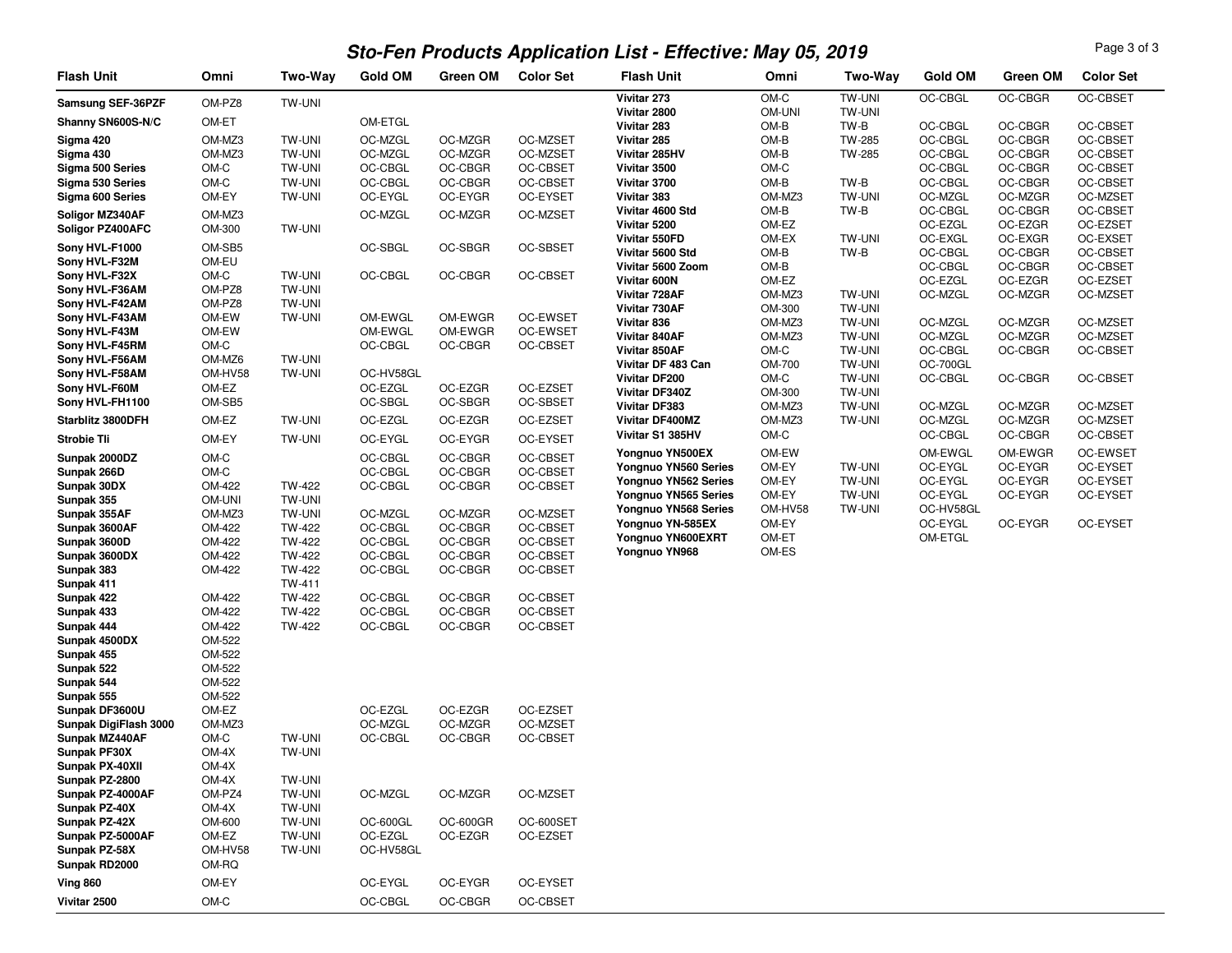# *Sto-Fen Products Application List - Effective: May 05, 2019*

| Flash Unit | Omni | Two-Way | Gold OM | Green OM | Color Set |
|---|---|---|---|---|---|
| **Samsung SEF-36PZF** | OM-PZ8 | TW-UNI | | | |
| **Shanny SN600S-N/C** | OM-ET | | OM-ETGL | | |
| **Sigma 420** | OM-MZ3 | TW-UNI | OC-MZGL | OC-MZGR | OC-MZSET |
| **Sigma 430** | OM-MZ3 | TW-UNI | OC-MZGL | OC-MZGR | OC-MZSET |
| **Sigma 500 Series** | OM-C | TW-UNI | OC-CBGL | OC-CBGR | OC-CBSET |
| **Sigma 530 Series** | OM-C | TW-UNI | OC-CBGL | OC-CBGR | OC-CBSET |
| **Sigma 600 Series** | OM-EY | TW-UNI | OC-EYGL | OC-EYGR | OC-EYSET |
| **Soligor MZ340AF** | OM-MZ3 | | OC-MZGL | OC-MZGR | OC-MZSET |
| **Soligor PZ400AFC** | OM-300 | TW-UNI | | | |
| **Sony HVL-F1000** | OM-SB5 | | OC-SBGL | OC-SBGR | OC-SBSET |
| **Sony HVL-F32M** | OM-EU | | | | |
| **Sony HVL-F32X** | OM-C | TW-UNI | OC-CBGL | OC-CBGR | OC-CBSET |
| **Sony HVL-F36AM** | OM-PZ8 | TW-UNI | | | |
| **Sony HVL-F42AM** | OM-PZ8 | TW-UNI | | | |
| **Sony HVL-F43AM** | OM-EW | TW-UNI | OM-EWGL | OM-EWGR | OC-EWSET |
| **Sony HVL-F43M** | OM-EW | | OM-EWGL | OM-EWGR | OC-EWSET |
| **Sony HVL-F45RM** | OM-C | | OC-CBGL | OC-CBGR | OC-CBSET |
| **Sony HVL-F56AM** | OM-MZ6 | TW-UNI | | | |
| **Sony HVL-F58AM** | OM-HV58 | TW-UNI | OC-HV58GL | | |
| **Sony HVL-F60M** | OM-EZ | | OC-EZGL | OC-EZGR | OC-EZSET |
| **Sony HVL-FH1100** | OM-SB5 | | OC-SBGL | OC-SBGR | OC-SBSET |
| **Starblitz 3800DFH** | OM-EZ | TW-UNI | OC-EZGL | OC-EZGR | OC-EZSET |
| **Strobie Tli** | OM-EY | TW-UNI | OC-EYGL | OC-EYGR | OC-EYSET |
| **Sunpak 2000DZ** | OM-C | | OC-CBGL | OC-CBGR | OC-CBSET |
| **Sunpak 266D** | OM-C | | OC-CBGL | OC-CBGR | OC-CBSET |
| **Sunpak 30DX** | OM-422 | TW-422 | OC-CBGL | OC-CBGR | OC-CBSET |
| **Sunpak 355** | OM-UNI | TW-UNI | | | |
| **Sunpak 355AF** | OM-MZ3 | TW-UNI | OC-MZGL | OC-MZGR | OC-MZSET |
| **Sunpak 3600AF** | OM-422 | TW-422 | OC-CBGL | OC-CBGR | OC-CBSET |
| **Sunpak 3600D** | OM-422 | TW-422 | OC-CBGL | OC-CBGR | OC-CBSET |
| **Sunpak 3600DX** | OM-422 | TW-422 | OC-CBGL | OC-CBGR | OC-CBSET |
| **Sunpak 383** | OM-422 | TW-422 | OC-CBGL | OC-CBGR | OC-CBSET |
| **Sunpak 411** | | TW-411 | | | |
| **Sunpak 422** | OM-422 | TW-422 | OC-CBGL | OC-CBGR | OC-CBSET |
| **Sunpak 433** | OM-422 | TW-422 | OC-CBGL | OC-CBGR | OC-CBSET |
| **Sunpak 444** | OM-422 | TW-422 | OC-CBGL | OC-CBGR | OC-CBSET |
| **Sunpak 4500DX** | OM-522 | | | | |
| **Sunpak 455** | OM-522 | | | | |
| **Sunpak 522** | OM-522 | | | | |
| **Sunpak 544** | OM-522 | | | | |
| **Sunpak 555** | OM-522 | | | | |
| **Sunpak DF3600U** | OM-EZ | | OC-EZGL | OC-EZGR | OC-EZSET |
| **Sunpak DigiFlash 3000** | OM-MZ3 | | OC-MZGL | OC-MZGR | OC-MZSET |
| **Sunpak MZ440AF** | OM-C | TW-UNI | OC-CBGL | OC-CBGR | OC-CBSET |
| **Sunpak PF30X** | OM-4X | TW-UNI | | | |
| **Sunpak PX-40XII** | OM-4X | | | | |
| **Sunpak PZ-2800** | OM-4X | TW-UNI | | | |
| **Sunpak PZ-4000AF** | OM-PZ4 | TW-UNI | OC-MZGL | OC-MZGR | OC-MZSET |
| **Sunpak PZ-40X** | OM-4X | TW-UNI | | | |
| **Sunpak PZ-42X** | OM-600 | TW-UNI | OC-600GL | OC-600GR | OC-600SET |
| **Sunpak PZ-5000AF** | OM-EZ | TW-UNI | OC-EZGL | OC-EZGR | OC-EZSET |
| **Sunpak PZ-58X** | OM-HV58 | TW-UNI | OC-HV58GL | | |
| **Sunpak RD2000** | OM-RQ | | | | |
| **Ving 860** | OM-EY | | OC-EYGL | OC-EYGR | OC-EYSET |
| **Vivitar 2500** | OM-C | | OC-CBGL | OC-CBGR | OC-CBSET |
| **Vivitar 273** | OM-C | TW-UNI | OC-CBGL | OC-CBGR | OC-CBSET |
| **Vivitar 2800** | OM-UNI | TW-UNI | | | |
| **Vivitar 283** | OM-B | TW-B | OC-CBGL | OC-CBGR | OC-CBSET |
| **Vivitar 285** | OM-B | TW-285 | OC-CBGL | OC-CBGR | OC-CBSET |
| **Vivitar 285HV** | OM-B | TW-285 | OC-CBGL | OC-CBGR | OC-CBSET |
| **Vivitar 3500** | OM-C | | OC-CBGL | OC-CBGR | OC-CBSET |
| **Vivitar 3700** | OM-B | TW-B | OC-CBGL | OC-CBGR | OC-CBSET |
| **Vivitar 383** | OM-MZ3 | TW-UNI | OC-MZGL | OC-MZGR | OC-MZSET |
| **Vivitar 4600 Std** | OM-B | TW-B | OC-CBGL | OC-CBGR | OC-CBSET |
| **Vivitar 5200** | OM-EZ | | OC-EZGL | OC-EZGR | OC-EZSET |
| **Vivitar 550FD** | OM-EX | TW-UNI | OC-EXGL | OC-EXGR | OC-EXSET |
| **Vivitar 5600 Std** | OM-B | TW-B | OC-CBGL | OC-CBGR | OC-CBSET |
| **Vivitar 5600 Zoom** | OM-B | | OC-CBGL | OC-CBGR | OC-CBSET |
| **Vivitar 600N** | OM-EZ | | OC-EZGL | OC-EZGR | OC-EZSET |
| **Vivitar 728AF** | OM-MZ3 | TW-UNI | OC-MZGL | OC-MZGR | OC-MZSET |
| **Vivitar 730AF** | OM-300 | TW-UNI | | | |
| **Vivitar 836** | OM-MZ3 | TW-UNI | OC-MZGL | OC-MZGR | OC-MZSET |
| **Vivitar 840AF** | OM-MZ3 | TW-UNI | OC-MZGL | OC-MZGR | OC-MZSET |
| **Vivitar 850AF** | OM-C | TW-UNI | OC-CBGL | OC-CBGR | OC-CBSET |
| **Vivitar DF 483 Can** | OM-700 | TW-UNI | OC-700GL | | |
| **Vivitar DF200** | OM-C | TW-UNI | OC-CBGL | OC-CBGR | OC-CBSET |
| **Vivitar DF340Z** | OM-300 | TW-UNI | | | |
| **Vivitar DF383** | OM-MZ3 | TW-UNI | OC-MZGL | OC-MZGR | OC-MZSET |
| **Vivitar DF400MZ** | OM-MZ3 | TW-UNI | OC-MZGL | OC-MZGR | OC-MZSET |
| **Vivitar S1 385HV** | OM-C | | OC-CBGL | OC-CBGR | OC-CBSET |
| **Yongnuo YN500EX** | OM-EW | | OM-EWGL | OM-EWGR | OC-EWSET |
| **Yongnuo YN560 Series** | OM-EY | TW-UNI | OC-EYGL | OC-EYGR | OC-EYSET |
| **Yongnuo YN562 Series** | OM-EY | TW-UNI | OC-EYGL | OC-EYGR | OC-EYSET |
| **Yongnuo YN565 Series** | OM-EY | TW-UNI | OC-EYGL | OC-EYGR | OC-EYSET |
| **Yongnuo YN568 Series** | OM-HV58 | TW-UNI | OC-HV58GL | | |
| **Yongnuo YN-585EX** | OM-EY | | OC-EYGL | OC-EYGR | OC-EYSET |
| **Yongnuo YN600EXRT** | OM-ET | | OM-ETGL | | |
| **Yongnuo YN968** | OM-ES | | | | |